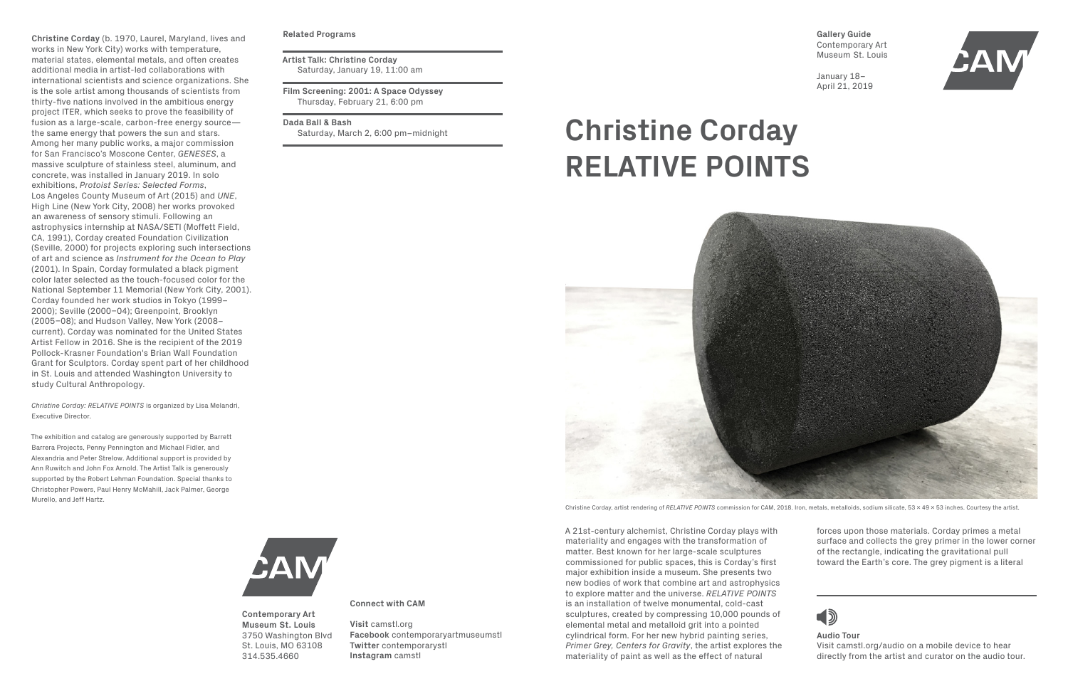**Gallery Guide**
Contemporary Art Museum St. Louis

January 18–April 21, 2019

# Christine Corday
# RELATIVE POINTS

Christine Corday, artist rendering of *RELATIVE POINTS* commission for CAM, 2018. Iron, metals, metalloids, sodium silicate, 53 × 49 × 53 inches. Courtesy the artist.

A 21st-century alchemist, Christine Corday plays with materiality and engages with the transformation of matter. Best known for her large-scale sculptures commissioned for public spaces, this is Corday's first major exhibition inside a museum. She presents two new bodies of work that combine art and astrophysics to explore matter and the universe. *RELATIVE POINTS* is an installation of twelve monumental, cold-cast sculptures, created by compressing 10,000 pounds of elemental metal and metalloid grit into a pointed cylindrical form. For her new hybrid painting series, *Primer Grey, Centers for Gravity*, the artist explores the materiality of paint as well as the effect of natural forces upon those materials. Corday primes a metal surface and collects the grey primer in the lower corner of the rectangle, indicating the gravitational pull toward the Earth's core. The grey pigment is a literal

**Audio Tour**
Visit camstl.org/audio on a mobile device to hear directly from the artist and curator on the audio tour.

**Christine Corday** (b. 1970, Laurel, Maryland, lives and works in New York City) works with temperature, material states, elemental metals, and often creates additional media in artist-led collaborations with international scientists and science organizations. She is the sole artist among thousands of scientists from thirty-five nations involved in the ambitious energy project ITER, which seeks to prove the feasibility of fusion as a large-scale, carbon-free energy source—the same energy that powers the sun and stars. Among her many public works, a major commission for San Francisco's Moscone Center, *GENESES*, a massive sculpture of stainless steel, aluminum, and concrete, was installed in January 2019. In solo exhibitions, *Protoist Series: Selected Forms*, Los Angeles County Museum of Art (2015) and *UNE*, High Line (New York City, 2008) her works provoked an awareness of sensory stimuli. Following an astrophysics internship at NASA/SETI (Moffett Field, CA, 1991), Corday created Foundation Civilization (Seville, 2000) for projects exploring such intersections of art and science as *Instrument for the Ocean to Play* (2001). In Spain, Corday formulated a black pigment color later selected as the touch-focused color for the National September 11 Memorial (New York City, 2001). Corday founded her work studios in Tokyo (1999–2000); Seville (2000–04); Greenpoint, Brooklyn (2005–08); and Hudson Valley, New York (2008–current). Corday was nominated for the United States Artist Fellow in 2016. She is the recipient of the 2019 Pollock-Krasner Foundation's Brian Wall Foundation Grant for Sculptors. Corday spent part of her childhood in St. Louis and attended Washington University to study Cultural Anthropology.

*Christine Corday: RELATIVE POINTS* is organized by Lisa Melandri, Executive Director.

The exhibition and catalog are generously supported by Barrett Barrera Projects, Penny Pennington and Michael Fidler, and Alexandria and Peter Strelow. Additional support is provided by Ann Ruwitch and John Fox Arnold. The Artist Talk is generously supported by the Robert Lehman Foundation. Special thanks to Christopher Powers, Paul Henry McMahill, Jack Palmer, George Murello, and Jeff Hartz.

**Related Programs**

**Artist Talk: Christine Corday**
Saturday, January 19, 11:00 am

**Film Screening: 2001: A Space Odyssey**
Thursday, February 21, 6:00 pm

**Dada Ball & Bash**
Saturday, March 2, 6:00 pm–midnight

**Contemporary Art Museum St. Louis**
3750 Washington Blvd
St. Louis, MO 63108
314.535.4660

**Connect with CAM**

**Visit** camstl.org
**Facebook** contemporaryartmuseumstl
**Twitter** contemporarystl
**Instagram** camstl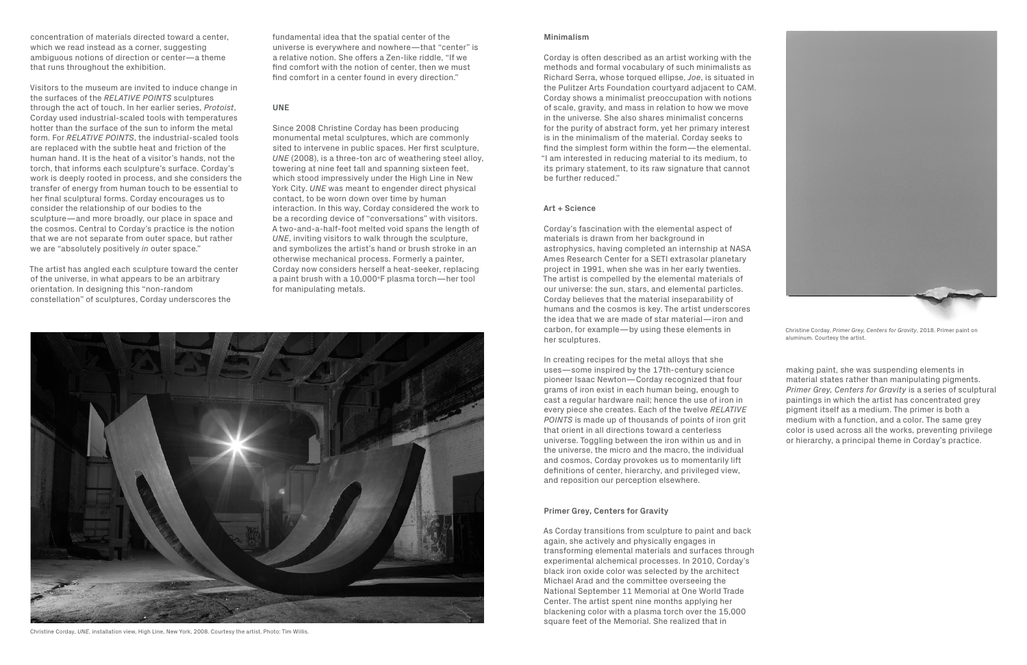concentration of materials directed toward a center, which we read instead as a corner, suggesting ambiguous notions of direction or center—a theme that runs throughout the exhibition.

Visitors to the museum are invited to induce change in the surfaces of the *RELATIVE POINTS* sculptures through the act of touch. In her earlier series, *Protoist*, Corday used industrial-scaled tools with temperatures hotter than the surface of the sun to inform the metal form. For *RELATIVE POINTS*, the industrial-scaled tools are replaced with the subtle heat and friction of the human hand. It is the heat of a visitor's hands, not the torch, that informs each sculpture's surface. Corday's work is deeply rooted in process, and she considers the transfer of energy from human touch to be essential to her final sculptural forms. Corday encourages us to consider the relationship of our bodies to the sculpture—and more broadly, our place in space and the cosmos. Central to Corday's practice is the notion that we are not separate from outer space, but rather we are "absolutely positively *in* outer space."

The artist has angled each sculpture toward the center of the universe, in what appears to be an arbitrary orientation. In designing this "non-random constellation" of sculptures, Corday underscores the fundamental idea that the spatial center of the universe is everywhere and nowhere—that "center" is a relative notion. She offers a Zen-like riddle, "If we find comfort with the notion of center, then we must find comfort in a center found in every direction."

### UNE

Since 2008 Christine Corday has been producing monumental metal sculptures, which are commonly sited to intervene in public spaces. Her first sculpture, *UNE* (2008), is a three-ton arc of weathering steel alloy, towering at nine feet tall and spanning sixteen feet, which stood impressively under the High Line in New York City. *UNE* was meant to engender direct physical contact, to be worn down over time by human interaction. In this way, Corday considered the work to be a recording device of "conversations" with visitors. A two-and-a-half-foot melted void spans the length of *UNE*, inviting visitors to walk through the sculpture, and symbolizes the artist's hand or brush stroke in an otherwise mechanical process. Formerly a painter, Corday now considers herself a heat-seeker, replacing a paint brush with a 10,000°F plasma torch—her tool for manipulating metals.

Christine Corday, *UNE*, installation view, High Line, New York, 2008. Courtesy the artist. Photo: Tim Willis.

### Minimalism

Corday is often described as an artist working with the methods and formal vocabulary of such minimalists as Richard Serra, whose torqued ellipse, *Joe*, is situated in the Pulitzer Arts Foundation courtyard adjacent to CAM. Corday shows a minimalist preoccupation with notions of scale, gravity, and mass in relation to how we move in the universe. She also shares minimalist concerns for the purity of abstract form, yet her primary interest is in the minimalism of the material. Corday seeks to find the simplest form within the form—the elemental. "I am interested in reducing material to its medium, to its primary statement, to its raw signature that cannot be further reduced."

### Art + Science

Corday's fascination with the elemental aspect of materials is drawn from her background in astrophysics, having completed an internship at NASA Ames Research Center for a SETI extrasolar planetary project in 1991, when she was in her early twenties. The artist is compelled by the elemental materials of our universe: the sun, stars, and elemental particles. Corday believes that the material inseparability of humans and the cosmos is key. The artist underscores the idea that we are made of star material—iron and carbon, for example—by using these elements in her sculptures.

In creating recipes for the metal alloys that she uses—some inspired by the 17th-century science pioneer Isaac Newton—Corday recognized that four grams of iron exist in each human being, enough to cast a regular hardware nail; hence the use of iron in every piece she creates. Each of the twelve *RELATIVE POINTS* is made up of thousands of points of iron grit that orient in all directions toward a centerless universe. Toggling between the iron within us and in the universe, the micro and the macro, the individual and cosmos, Corday provokes us to momentarily lift definitions of center, hierarchy, and privileged view, and reposition our perception elsewhere.

### Primer Grey, Centers for Gravity

As Corday transitions from sculpture to paint and back again, she actively and physically engages in transforming elemental materials and surfaces through experimental alchemical processes. In 2010, Corday's black iron oxide color was selected by the architect Michael Arad and the committee overseeing the National September 11 Memorial at One World Trade Center. The artist spent nine months applying her blackening color with a plasma torch over the 15,000 square feet of the Memorial. She realized that in making paint, she was suspending elements in material states rather than manipulating pigments. *Primer Grey, Centers for Gravity* is a series of sculptural paintings in which the artist has concentrated grey pigment itself as a medium. The primer is both a medium with a function, and a color. The same grey color is used across all the works, preventing privilege or hierarchy, a principal theme in Corday's practice.

Christine Corday, *Primer Grey, Centers for Gravity*, 2018. Primer paint on aluminum. Courtesy the artist.